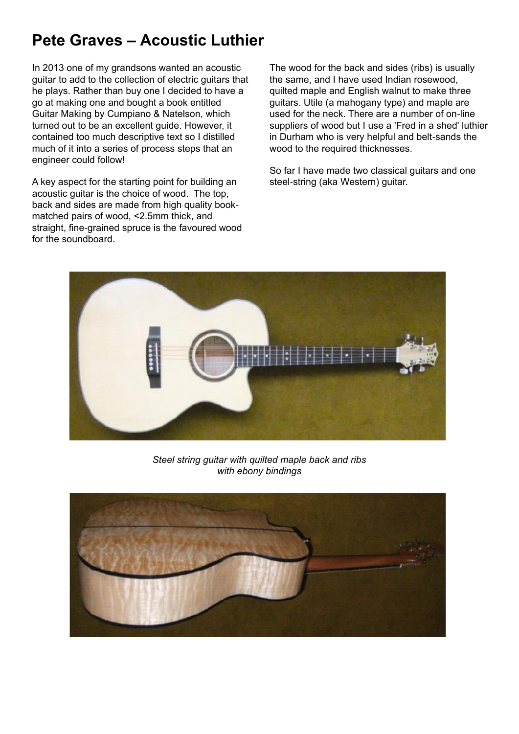# Pete Graves – Acoustic Luthier

In 2013 one of my grandsons wanted an acoustic guitar to add to the collection of electric guitars that he plays. Rather than buy one I decided to have a go at making one and bought a book entitled Guitar Making by Cumpiano & Natelson, which turned out to be an excellent guide. However, it contained too much descriptive text so I distilled much of it into a series of process steps that an engineer could follow!

A key aspect for the starting point for building an acoustic guitar is the choice of wood. The top, back and sides are made from high quality book-matched pairs of wood, <2.5mm thick, and straight, fine-grained spruce is the favoured wood for the soundboard.

The wood for the back and sides (ribs) is usually the same, and I have used Indian rosewood, quilted maple and English walnut to make three guitars. Utile (a mahogany type) and maple are used for the neck. There are a number of on-line suppliers of wood but I use a 'Fred in a shed' luthier in Durham who is very helpful and belt-sands the wood to the required thicknesses.

So far I have made two classical guitars and one steel-string (aka Western) guitar.

*Steel string guitar with quilted maple back and ribs with ebony bindings*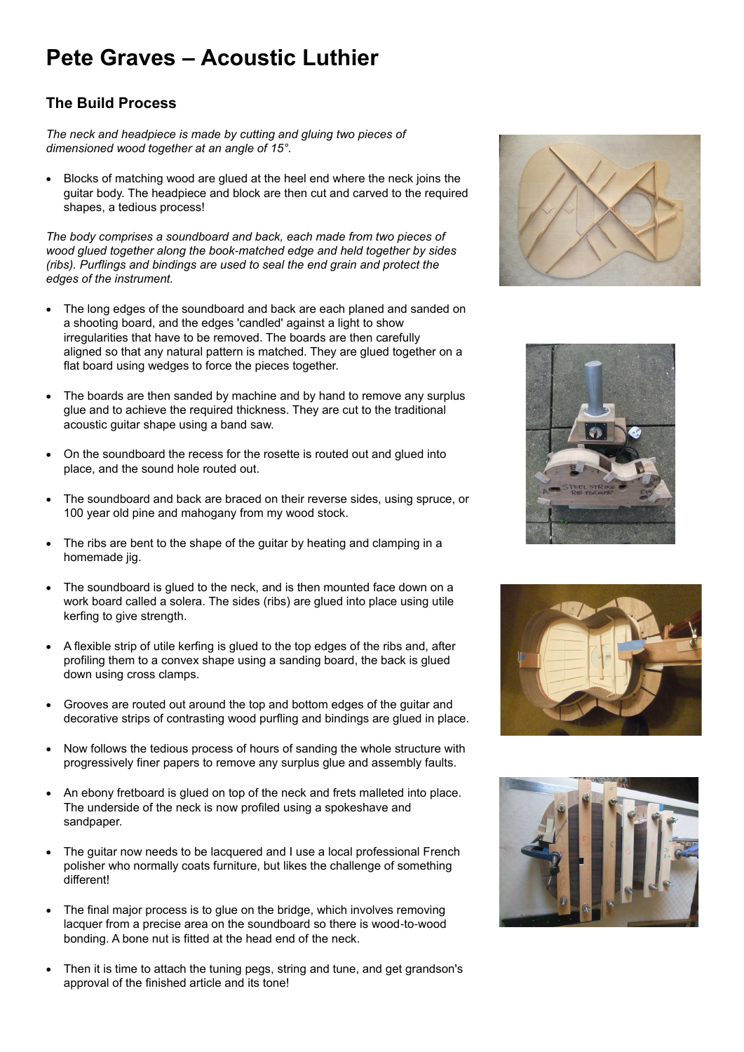# Pete Graves – Acoustic Luthier

## The Build Process

*The neck and headpiece is made by cutting and gluing two pieces of dimensioned wood together at an angle of 15°.*

- Blocks of matching wood are glued at the heel end where the neck joins the guitar body. The headpiece and block are then cut and carved to the required shapes, a tedious process!

*The body comprises a soundboard and back, each made from two pieces of wood glued together along the book-matched edge and held together by sides (ribs). Purflings and bindings are used to seal the end grain and protect the edges of the instrument.*

- The long edges of the soundboard and back are each planed and sanded on a shooting board, and the edges 'candled' against a light to show irregularities that have to be removed. The boards are then carefully aligned so that any natural pattern is matched. They are glued together on a flat board using wedges to force the pieces together.
- The boards are then sanded by machine and by hand to remove any surplus glue and to achieve the required thickness. They are cut to the traditional acoustic guitar shape using a band saw.
- On the soundboard the recess for the rosette is routed out and glued into place, and the sound hole routed out.
- The soundboard and back are braced on their reverse sides, using spruce, or 100 year old pine and mahogany from my wood stock.
- The ribs are bent to the shape of the guitar by heating and clamping in a homemade jig.
- The soundboard is glued to the neck, and is then mounted face down on a work board called a solera. The sides (ribs) are glued into place using utile kerfing to give strength.
- A flexible strip of utile kerfing is glued to the top edges of the ribs and, after profiling them to a convex shape using a sanding board, the back is glued down using cross clamps.
- Grooves are routed out around the top and bottom edges of the guitar and decorative strips of contrasting wood purfling and bindings are glued in place.
- Now follows the tedious process of hours of sanding the whole structure with progressively finer papers to remove any surplus glue and assembly faults.
- An ebony fretboard is glued on top of the neck and frets malleted into place. The underside of the neck is now profiled using a spokeshave and sandpaper.
- The guitar now needs to be lacquered and I use a local professional French polisher who normally coats furniture, but likes the challenge of something different!
- The final major process is to glue on the bridge, which involves removing lacquer from a precise area on the soundboard so there is wood-to-wood bonding. A bone nut is fitted at the head end of the neck.
- Then it is time to attach the tuning pegs, string and tune, and get grandson's approval of the finished article and its tone!